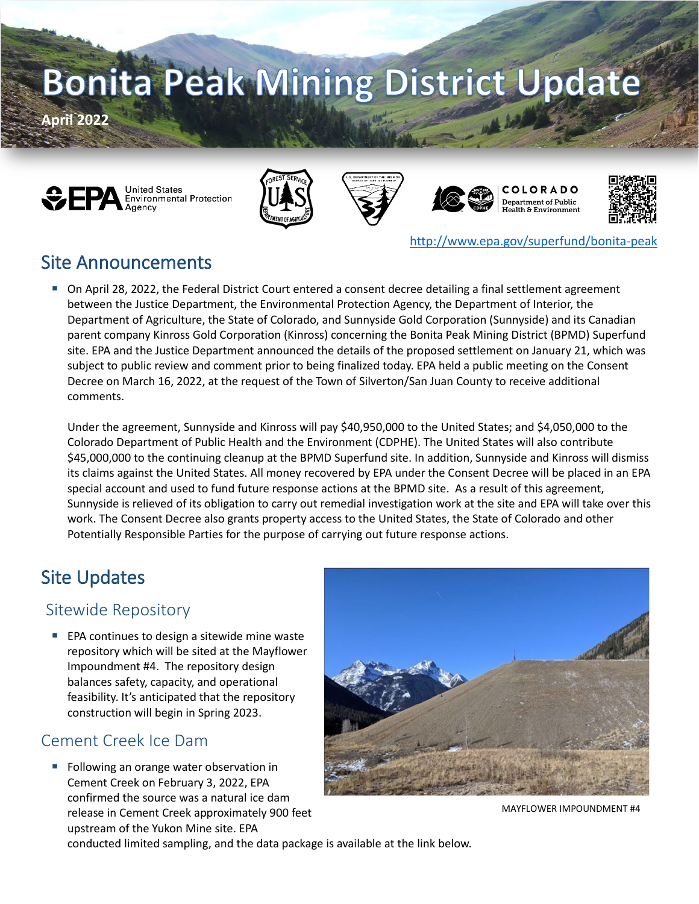# Bonita Peak Mining District Update

**April 2022**

http://www.epa.gov/superfund/bonita-peak

## Site Announcements

- On April 28, 2022, the Federal District Court entered a consent decree detailing a final settlement agreement between the Justice Department, the Environmental Protection Agency, the Department of Interior, the Department of Agriculture, the State of Colorado, and Sunnyside Gold Corporation (Sunnyside) and its Canadian parent company Kinross Gold Corporation (Kinross) concerning the Bonita Peak Mining District (BPMD) Superfund site. EPA and the Justice Department announced the details of the proposed settlement on January 21, which was subject to public review and comment prior to being finalized today. EPA held a public meeting on the Consent Decree on March 16, 2022, at the request of the Town of Silverton/San Juan County to receive additional comments.

  Under the agreement, Sunnyside and Kinross will pay $40,950,000 to the United States; and $4,050,000 to the Colorado Department of Public Health and the Environment (CDPHE). The United States will also contribute $45,000,000 to the continuing cleanup at the BPMD Superfund site. In addition, Sunnyside and Kinross will dismiss its claims against the United States. All money recovered by EPA under the Consent Decree will be placed in an EPA special account and used to fund future response actions at the BPMD site. As a result of this agreement, Sunnyside is relieved of its obligation to carry out remedial investigation work at the site and EPA will take over this work. The Consent Decree also grants property access to the United States, the State of Colorado and other Potentially Responsible Parties for the purpose of carrying out future response actions.

## Site Updates

### Sitewide Repository

- EPA continues to design a sitewide mine waste repository which will be sited at the Mayflower Impoundment #4. The repository design balances safety, capacity, and operational feasibility. It's anticipated that the repository construction will begin in Spring 2023.

MAYFLOWER IMPOUNDMENT #4

### Cement Creek Ice Dam

- Following an orange water observation in Cement Creek on February 3, 2022, EPA confirmed the source was a natural ice dam release in Cement Creek approximately 900 feet upstream of the Yukon Mine site. EPA conducted limited sampling, and the data package is available at the link below.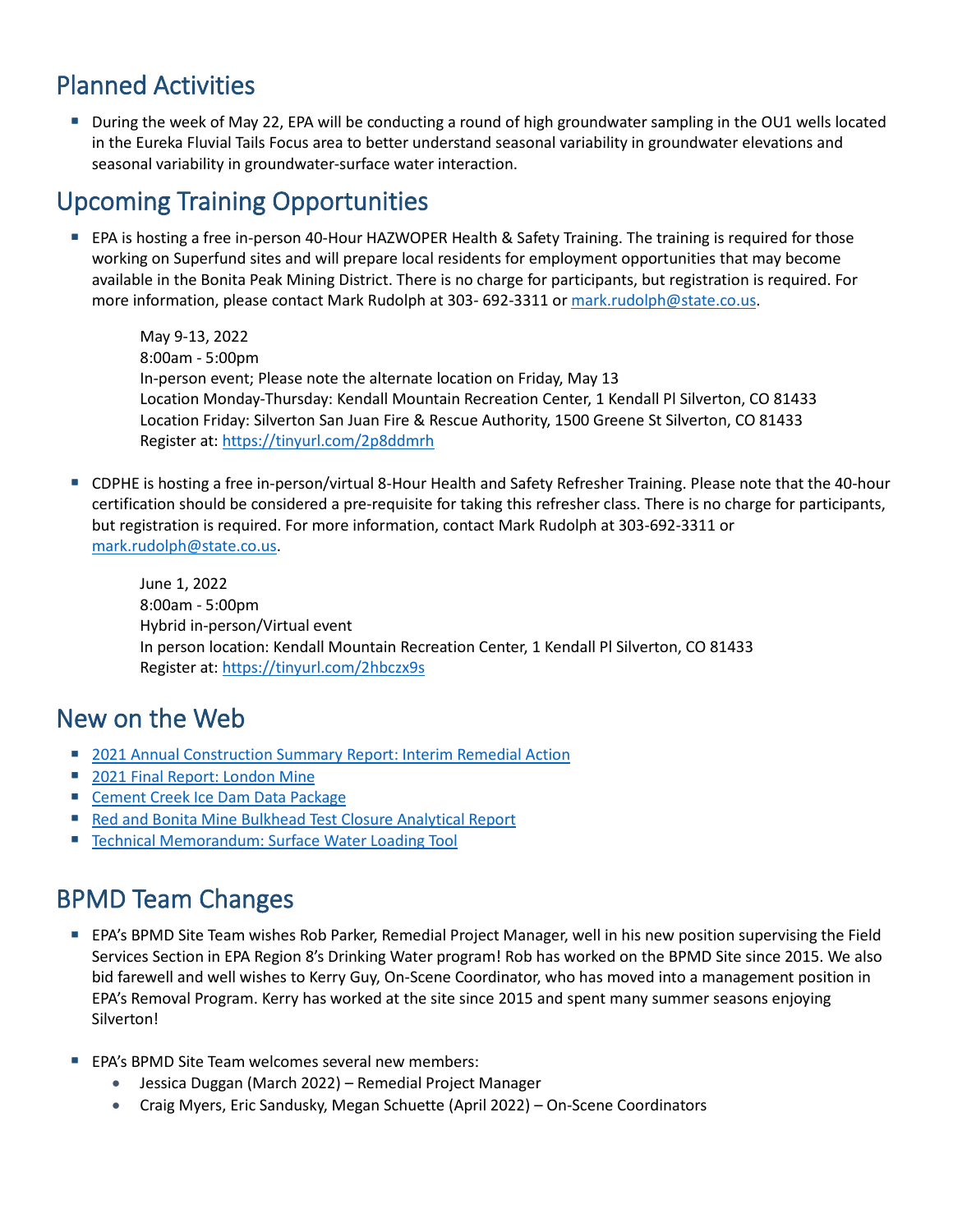## Planned Activities

- During the week of May 22, EPA will be conducting a round of high groundwater sampling in the OU1 wells located in the Eureka Fluvial Tails Focus area to better understand seasonal variability in groundwater elevations and seasonal variability in groundwater-surface water interaction.

## Upcoming Training Opportunities

- EPA is hosting a free in-person 40-Hour HAZWOPER Health & Safety Training. The training is required for those working on Superfund sites and will prepare local residents for employment opportunities that may become available in the Bonita Peak Mining District. There is no charge for participants, but registration is required. For more information, please contact Mark Rudolph at 303- 692-3311 or mark.rudolph@state.co.us.

  May 9-13, 2022
  8:00am - 5:00pm
  In-person event; Please note the alternate location on Friday, May 13
  Location Monday-Thursday: Kendall Mountain Recreation Center, 1 Kendall Pl Silverton, CO 81433
  Location Friday: Silverton San Juan Fire & Rescue Authority, 1500 Greene St Silverton, CO 81433
  Register at: https://tinyurl.com/2p8ddmrh

- CDPHE is hosting a free in-person/virtual 8-Hour Health and Safety Refresher Training. Please note that the 40-hour certification should be considered a pre-requisite for taking this refresher class. There is no charge for participants, but registration is required. For more information, contact Mark Rudolph at 303-692-3311 or mark.rudolph@state.co.us.

  June 1, 2022
  8:00am - 5:00pm
  Hybrid in-person/Virtual event
  In person location: Kendall Mountain Recreation Center, 1 Kendall Pl Silverton, CO 81433
  Register at: https://tinyurl.com/2hbczx9s

## New on the Web

- 2021 Annual Construction Summary Report: Interim Remedial Action
- 2021 Final Report: London Mine
- Cement Creek Ice Dam Data Package
- Red and Bonita Mine Bulkhead Test Closure Analytical Report
- Technical Memorandum: Surface Water Loading Tool

## BPMD Team Changes

- EPA's BPMD Site Team wishes Rob Parker, Remedial Project Manager, well in his new position supervising the Field Services Section in EPA Region 8's Drinking Water program! Rob has worked on the BPMD Site since 2015. We also bid farewell and well wishes to Kerry Guy, On-Scene Coordinator, who has moved into a management position in EPA's Removal Program. Kerry has worked at the site since 2015 and spent many summer seasons enjoying Silverton!

- EPA's BPMD Site Team welcomes several new members:
  - Jessica Duggan (March 2022) – Remedial Project Manager
  - Craig Myers, Eric Sandusky, Megan Schuette (April 2022) – On-Scene Coordinators